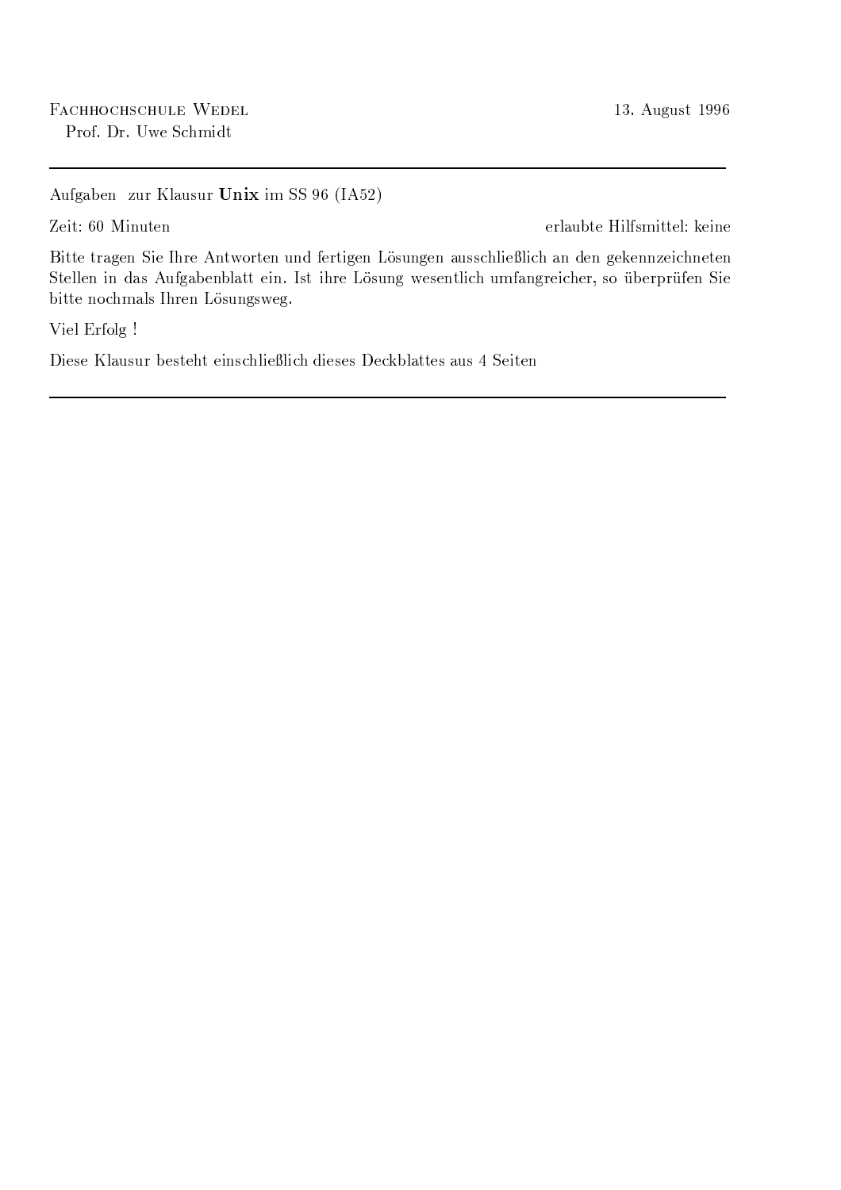Fachhochschule Wedel
Prof. Dr. Uwe Schmidt

13. August 1996

---

Aufgaben zur Klausur **Unix** im SS 96 (IA52)

Zeit: 60 Minuten

erlaubte Hilfsmittel: keine

Bitte tragen Sie Ihre Antworten und fertigen Lösungen ausschließlich an den gekennzeichneten Stellen in das Aufgabenblatt ein. Ist ihre Lösung wesentlich umfangreicher, so überprüfen Sie bitte nochmals Ihren Lösungsweg.

Viel Erfolg !

Diese Klausur besteht einschließlich dieses Deckblattes aus 4 Seiten

---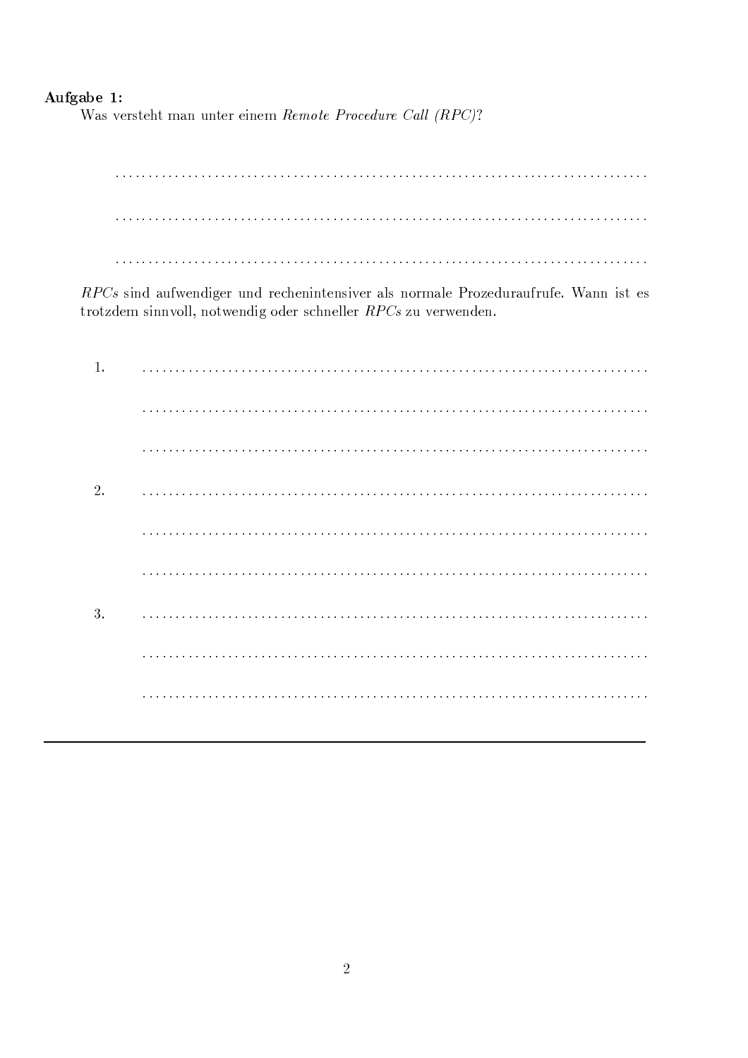**Aufgabe 1:**

Was versteht man unter einem *Remote Procedure Call (RPC)*?

. . . . . . . . . . . . . . . . . . . . . . . . . . . . . . . . . . . . . . . . . . . . . . . . . . . . . . . . . . . . . . . . . . . . . . . . . . .

. . . . . . . . . . . . . . . . . . . . . . . . . . . . . . . . . . . . . . . . . . . . . . . . . . . . . . . . . . . . . . . . . . . . . . . . . . .

. . . . . . . . . . . . . . . . . . . . . . . . . . . . . . . . . . . . . . . . . . . . . . . . . . . . . . . . . . . . . . . . . . . . . . . . . . .

*RPCs* sind aufwendiger und rechenintensiver als normale Prozeduraufrufe. Wann ist es trotzdem sinnvoll, notwendig oder schneller *RPCs* zu verwenden.

1. . . . . . . . . . . . . . . . . . . . . . . . . . . . . . . . . . . . . . . . . . . . . . . . . . . . . . . . . . . . . . . . . . . . . . . .

   . . . . . . . . . . . . . . . . . . . . . . . . . . . . . . . . . . . . . . . . . . . . . . . . . . . . . . . . . . . . . . . . . . . . . . . .

   . . . . . . . . . . . . . . . . . . . . . . . . . . . . . . . . . . . . . . . . . . . . . . . . . . . . . . . . . . . . . . . . . . . . . . . .

2. . . . . . . . . . . . . . . . . . . . . . . . . . . . . . . . . . . . . . . . . . . . . . . . . . . . . . . . . . . . . . . . . . . . . . . .

   . . . . . . . . . . . . . . . . . . . . . . . . . . . . . . . . . . . . . . . . . . . . . . . . . . . . . . . . . . . . . . . . . . . . . . . .

   . . . . . . . . . . . . . . . . . . . . . . . . . . . . . . . . . . . . . . . . . . . . . . . . . . . . . . . . . . . . . . . . . . . . . . . .

3. . . . . . . . . . . . . . . . . . . . . . . . . . . . . . . . . . . . . . . . . . . . . . . . . . . . . . . . . . . . . . . . . . . . . . . .

   . . . . . . . . . . . . . . . . . . . . . . . . . . . . . . . . . . . . . . . . . . . . . . . . . . . . . . . . . . . . . . . . . . . . . . . .

   . . . . . . . . . . . . . . . . . . . . . . . . . . . . . . . . . . . . . . . . . . . . . . . . . . . . . . . . . . . . . . . . . . . . . . . .

---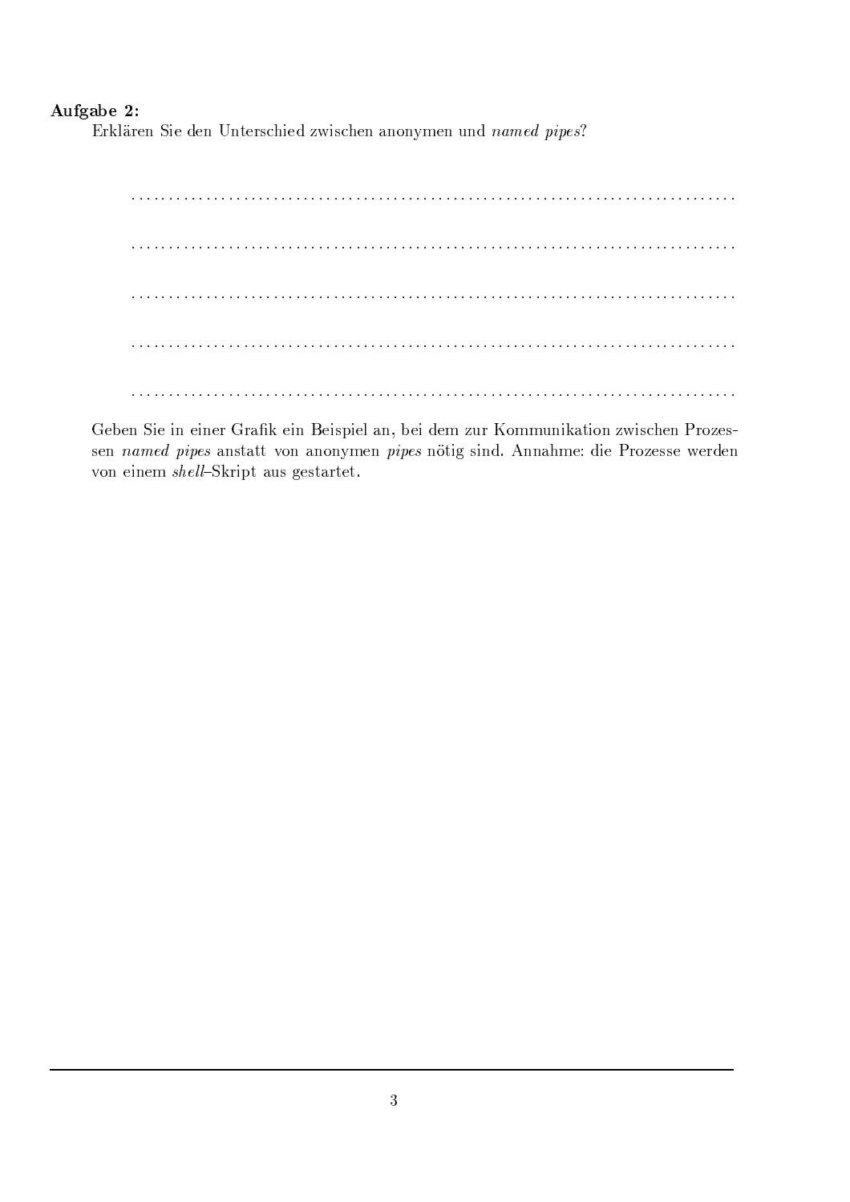**Aufgabe 2:**

Erklären Sie den Unterschied zwischen anonymen und *named pipes*?

. . . . . . . . . . . . . . . . . . . . . . . . . . . . . . . . . . . . . . . . . . . . . . . . . . . . . . . . . . . . . . . . . . . . . . . . . . . .

. . . . . . . . . . . . . . . . . . . . . . . . . . . . . . . . . . . . . . . . . . . . . . . . . . . . . . . . . . . . . . . . . . . . . . . . . . . .

. . . . . . . . . . . . . . . . . . . . . . . . . . . . . . . . . . . . . . . . . . . . . . . . . . . . . . . . . . . . . . . . . . . . . . . . . . . .

. . . . . . . . . . . . . . . . . . . . . . . . . . . . . . . . . . . . . . . . . . . . . . . . . . . . . . . . . . . . . . . . . . . . . . . . . . . .

. . . . . . . . . . . . . . . . . . . . . . . . . . . . . . . . . . . . . . . . . . . . . . . . . . . . . . . . . . . . . . . . . . . . . . . . . . . .

Geben Sie in einer Grafik ein Beispiel an, bei dem zur Kommunikation zwischen Prozessen *named pipes* anstatt von anonymen *pipes* nötig sind. Annahme: die Prozesse werden von einem *shell*–Skript aus gestartet.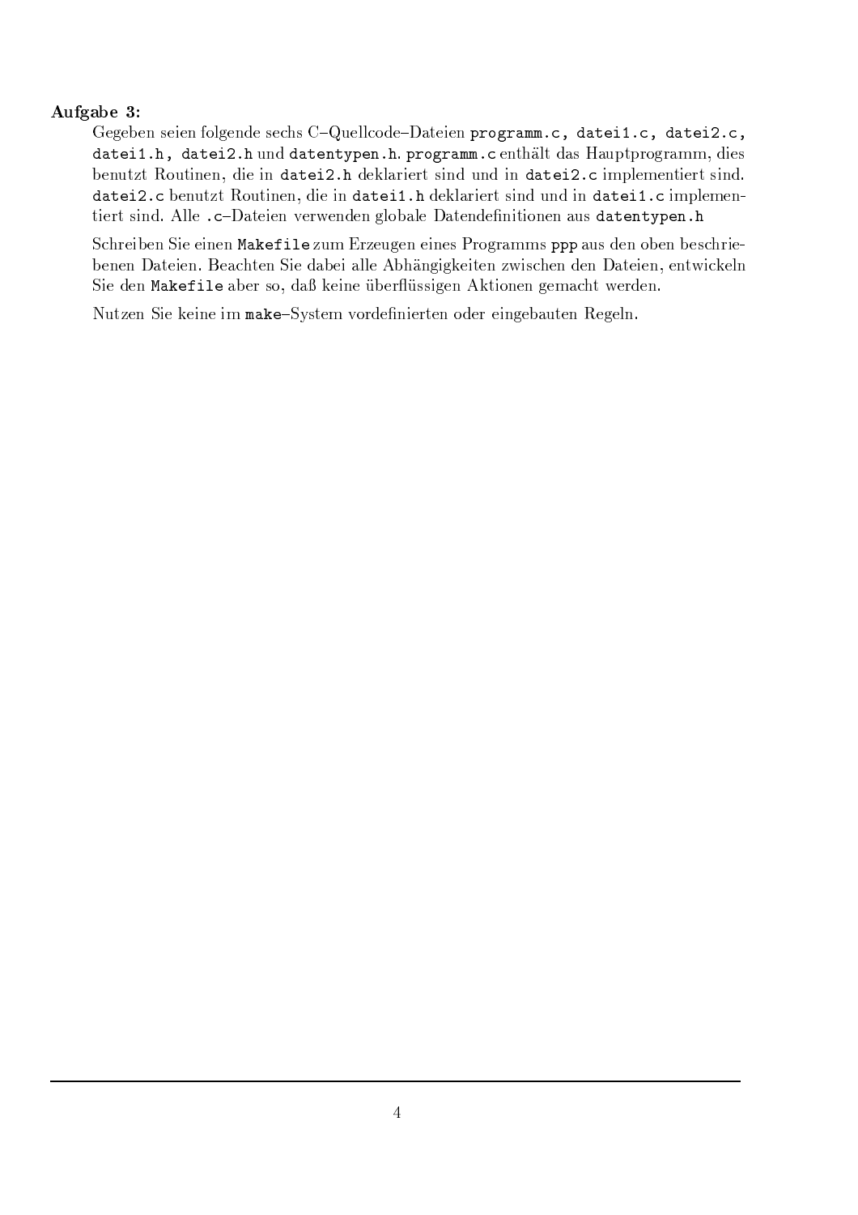**Aufgabe 3:**

Gegeben seien folgende sechs C–Quellcode–Dateien `programm.c, datei1.c, datei2.c, datei1.h, datei2.h` und `datentypen.h`. `programm.c` enthält das Hauptprogramm, dies benutzt Routinen, die in `datei2.h` deklariert sind und in `datei2.c` implementiert sind. `datei2.c` benutzt Routinen, die in `datei1.h` deklariert sind und in `datei1.c` implementiert sind. Alle `.c`–Dateien verwenden globale Datendefinitionen aus `datentypen.h`

Schreiben Sie einen `Makefile` zum Erzeugen eines Programms `ppp` aus den oben beschriebenen Dateien. Beachten Sie dabei alle Abhängigkeiten zwischen den Dateien, entwickeln Sie den `Makefile` aber so, daß keine überflüssigen Aktionen gemacht werden.

Nutzen Sie keine im `make`–System vordefinierten oder eingebauten Regeln.